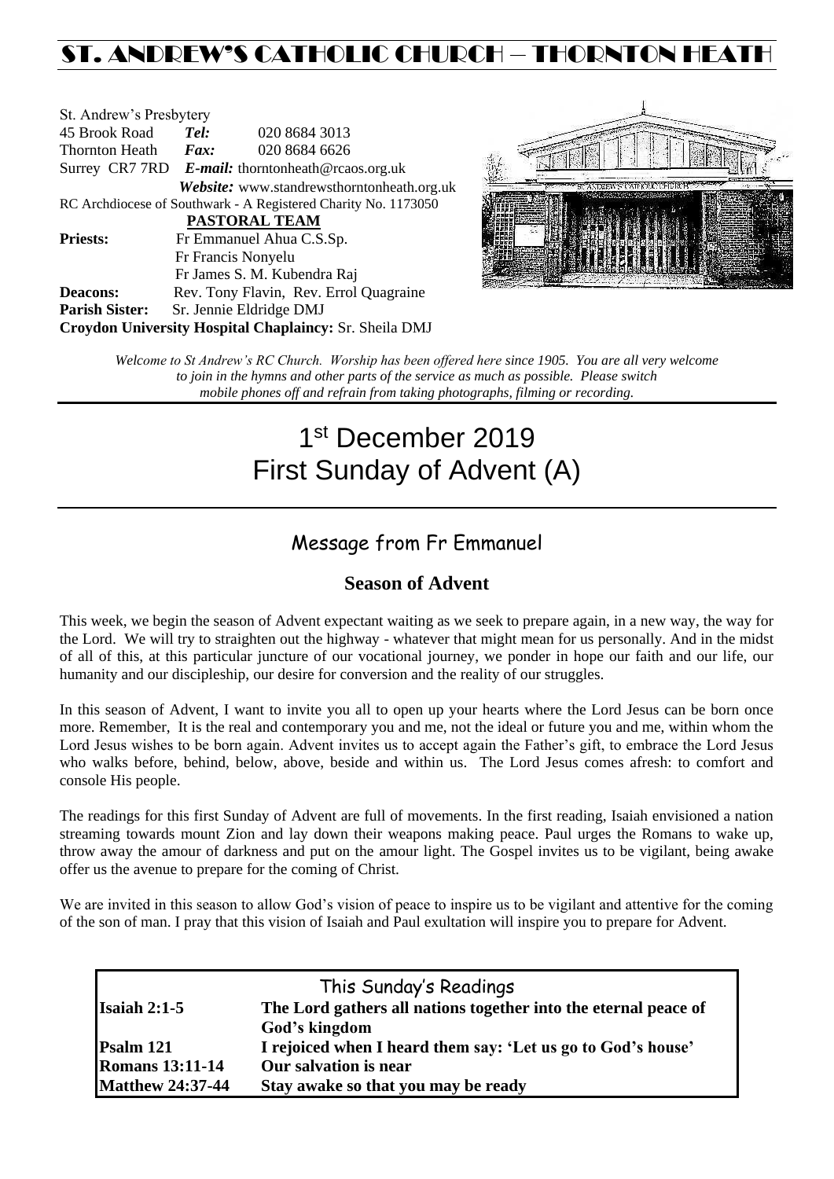# ST. ANDREW'S CATHOLIC CHURCH – THORNTON HEATH

St. Andrew's Presbytery
45 Brook Road *Tel:* 020 8684 3013
Thornton Heath *Fax:* 020 8684 6626
Surrey CR7 7RD *E-mail:* thorntonheath@rcaos.org.uk
*Website:* www.standrewsthorntonheath.org.uk
RC Archdiocese of Southwark - A Registered Charity No. 1173050

**PASTORAL TEAM**

**Priests:** Fr Emmanuel Ahua C.S.Sp.
Fr Francis Nonyelu
Fr James S. M. Kubendra Raj
**Deacons:** Rev. Tony Flavin, Rev. Errol Quagraine
**Parish Sister:** Sr. Jennie Eldridge DMJ
**Croydon University Hospital Chaplaincy:** Sr. Sheila DMJ

*Welcome to St Andrew's RC Church. Worship has been offered here since 1905. You are all very welcome to join in the hymns and other parts of the service as much as possible. Please switch mobile phones off and refrain from taking photographs, filming or recording.*

# 1st December 2019
# First Sunday of Advent (A)

## Message from Fr Emmanuel

### Season of Advent

This week, we begin the season of Advent expectant waiting as we seek to prepare again, in a new way, the way for the Lord. We will try to straighten out the highway - whatever that might mean for us personally. And in the midst of all of this, at this particular juncture of our vocational journey, we ponder in hope our faith and our life, our humanity and our discipleship, our desire for conversion and the reality of our struggles.

In this season of Advent, I want to invite you all to open up your hearts where the Lord Jesus can be born once more. Remember, It is the real and contemporary you and me, not the ideal or future you and me, within whom the Lord Jesus wishes to be born again. Advent invites us to accept again the Father's gift, to embrace the Lord Jesus who walks before, behind, below, above, beside and within us. The Lord Jesus comes afresh: to comfort and console His people.

The readings for this first Sunday of Advent are full of movements. In the first reading, Isaiah envisioned a nation streaming towards mount Zion and lay down their weapons making peace. Paul urges the Romans to wake up, throw away the amour of darkness and put on the amour light. The Gospel invites us to be vigilant, being awake offer us the avenue to prepare for the coming of Christ.

We are invited in this season to allow God's vision of peace to inspire us to be vigilant and attentive for the coming of the son of man. I pray that this vision of Isaiah and Paul exultation will inspire you to prepare for Advent.

### This Sunday's Readings

| | |
|---|---|
| **Isaiah 2:1-5** | **The Lord gathers all nations together into the eternal peace of God's kingdom** |
| **Psalm 121** | **I rejoiced when I heard them say: 'Let us go to God's house'** |
| **Romans 13:11-14** | **Our salvation is near** |
| **Matthew 24:37-44** | **Stay awake so that you may be ready** |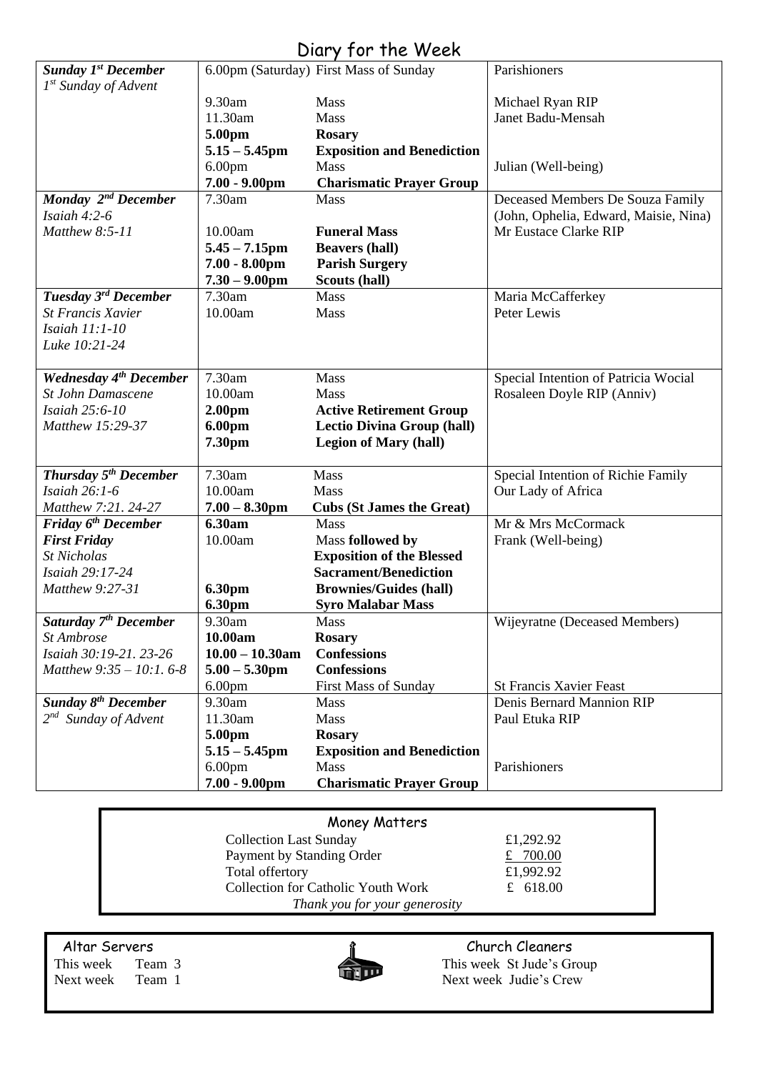# Diary for the Week

| Day | Time | Event | Intention |
|---|---|---|---|
| ***Sunday 1st December*** *1st Sunday of Advent* | 6.00pm (Saturday) | First Mass of Sunday | Parishioners |
| | 9.30am | Mass | Michael Ryan RIP |
| | 11.30am | Mass | Janet Badu-Mensah |
| | **5.00pm** | **Rosary** | |
| | **5.15 – 5.45pm** | **Exposition and Benediction** | |
| | 6.00pm | Mass | Julian (Well-being) |
| | **7.00 - 9.00pm** | **Charismatic Prayer Group** | |
| ***Monday 2nd December*** *Isaiah 4:2-6* *Matthew 8:5-11* | 7.30am | Mass | Deceased Members De Souza Family (John, Ophelia, Edward, Maisie, Nina) |
| | 10.00am | **Funeral Mass** | Mr Eustace Clarke RIP |
| | **5.45 – 7.15pm** | **Beavers (hall)** | |
| | **7.00 - 8.00pm** | **Parish Surgery** | |
| | **7.30 – 9.00pm** | **Scouts (hall)** | |
| ***Tuesday 3rd December*** *St Francis Xavier* *Isaiah 11:1-10* *Luke 10:21-24* | 7.30am | Mass | Maria McCafferkey |
| | 10.00am | Mass | Peter Lewis |
| ***Wednesday 4th December*** *St John Damascene* *Isaiah 25:6-10* *Matthew 15:29-37* | 7.30am | Mass | Special Intention of Patricia Wocial |
| | 10.00am | Mass | Rosaleen Doyle RIP (Anniv) |
| | **2.00pm** | **Active Retirement Group** | |
| | **6.00pm** | **Lectio Divina Group (hall)** | |
| | **7.30pm** | **Legion of Mary (hall)** | |
| ***Thursday 5th December*** *Isaiah 26:1-6* *Matthew 7:21. 24-27* | 7.30am | Mass | Special Intention of Richie Family |
| | 10.00am | Mass | Our Lady of Africa |
| | **7.00 – 8.30pm** | **Cubs (St James the Great)** | |
| ***Friday 6th December*** ***First Friday*** *St Nicholas* *Isaiah 29:17-24* *Matthew 9:27-31* | **6.30am** | Mass | Mr & Mrs McCormack |
| | 10.00am | Mass **followed by Exposition of the Blessed Sacrament/Benediction** | Frank (Well-being) |
| | **6.30pm** | **Brownies/Guides (hall)** | |
| | **6.30pm** | **Syro Malabar Mass** | |
| ***Saturday 7th December*** *St Ambrose* *Isaiah 30:19-21. 23-26* *Matthew 9:35 – 10:1. 6-8* | 9.30am | Mass | Wijeyratne (Deceased Members) |
| | **10.00am** | **Rosary** | |
| | **10.00 – 10.30am** | **Confessions** | |
| | **5.00 – 5.30pm** | **Confessions** | |
| | 6.00pm | First Mass of Sunday | St Francis Xavier Feast |
| ***Sunday 8th December*** *2nd Sunday of Advent* | 9.30am | Mass | Denis Bernard Mannion RIP |
| | 11.30am | Mass | Paul Etuka RIP |
| | **5.00pm** | **Rosary** | |
| | **5.15 – 5.45pm** | **Exposition and Benediction** | |
| | 6.00pm | Mass | Parishioners |
| | **7.00 - 9.00pm** | **Charismatic Prayer Group** | |

## Money Matters

| | |
|---|---|
| Collection Last Sunday | £1,292.92 |
| Payment by Standing Order | £ 700.00 |
| Total offertory | £1,992.92 |
| Collection for Catholic Youth Work | £ 618.00 |

*Thank you for your generosity*

## Altar Servers

This week Team 3
Next week Team 1

## Church Cleaners

This week St Jude's Group
Next week Judie's Crew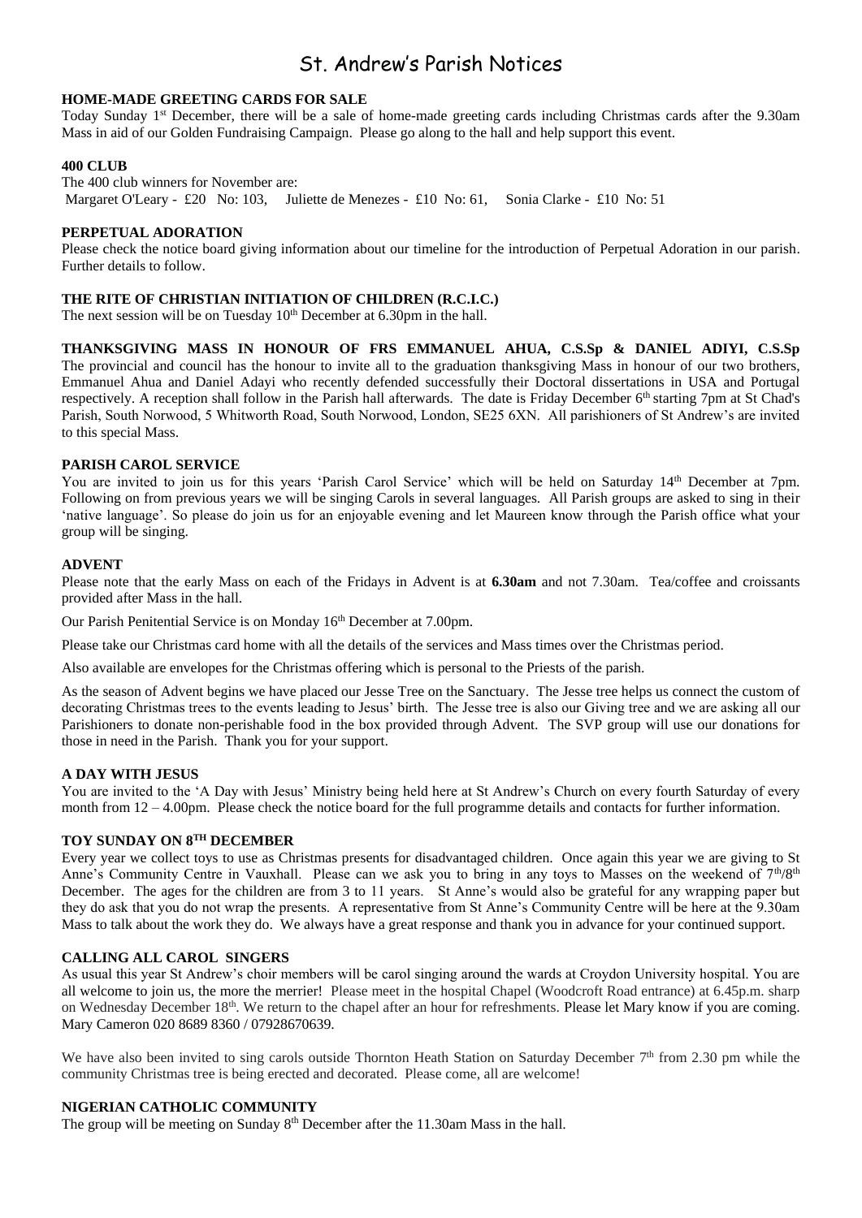# St. Andrew's Parish Notices

**HOME-MADE GREETING CARDS FOR SALE**

Today Sunday 1st December, there will be a sale of home-made greeting cards including Christmas cards after the 9.30am Mass in aid of our Golden Fundraising Campaign. Please go along to the hall and help support this event.

**400 CLUB**

The 400 club winners for November are:
Margaret O'Leary - £20 No: 103, Juliette de Menezes - £10 No: 61, Sonia Clarke - £10 No: 51

**PERPETUAL ADORATION**

Please check the notice board giving information about our timeline for the introduction of Perpetual Adoration in our parish. Further details to follow.

**THE RITE OF CHRISTIAN INITIATION OF CHILDREN (R.C.I.C.)**

The next session will be on Tuesday 10th December at 6.30pm in the hall.

**THANKSGIVING MASS IN HONOUR OF FRS EMMANUEL AHUA, C.S.Sp & DANIEL ADIYI, C.S.Sp**

The provincial and council has the honour to invite all to the graduation thanksgiving Mass in honour of our two brothers, Emmanuel Ahua and Daniel Adayi who recently defended successfully their Doctoral dissertations in USA and Portugal respectively. A reception shall follow in the Parish hall afterwards. The date is Friday December 6th starting 7pm at St Chad's Parish, South Norwood, 5 Whitworth Road, South Norwood, London, SE25 6XN. All parishioners of St Andrew's are invited to this special Mass.

**PARISH CAROL SERVICE**

You are invited to join us for this years 'Parish Carol Service' which will be held on Saturday 14th December at 7pm. Following on from previous years we will be singing Carols in several languages. All Parish groups are asked to sing in their 'native language'. So please do join us for an enjoyable evening and let Maureen know through the Parish office what your group will be singing.

**ADVENT**

Please note that the early Mass on each of the Fridays in Advent is at **6.30am** and not 7.30am. Tea/coffee and croissants provided after Mass in the hall.

Our Parish Penitential Service is on Monday 16th December at 7.00pm.

Please take our Christmas card home with all the details of the services and Mass times over the Christmas period.

Also available are envelopes for the Christmas offering which is personal to the Priests of the parish.

As the season of Advent begins we have placed our Jesse Tree on the Sanctuary. The Jesse tree helps us connect the custom of decorating Christmas trees to the events leading to Jesus' birth. The Jesse tree is also our Giving tree and we are asking all our Parishioners to donate non-perishable food in the box provided through Advent. The SVP group will use our donations for those in need in the Parish. Thank you for your support.

**A DAY WITH JESUS**

You are invited to the 'A Day with Jesus' Ministry being held here at St Andrew's Church on every fourth Saturday of every month from 12 – 4.00pm. Please check the notice board for the full programme details and contacts for further information.

**TOY SUNDAY ON 8TH DECEMBER**

Every year we collect toys to use as Christmas presents for disadvantaged children. Once again this year we are giving to St Anne's Community Centre in Vauxhall. Please can we ask you to bring in any toys to Masses on the weekend of 7th/8th December. The ages for the children are from 3 to 11 years. St Anne's would also be grateful for any wrapping paper but they do ask that you do not wrap the presents. A representative from St Anne's Community Centre will be here at the 9.30am Mass to talk about the work they do. We always have a great response and thank you in advance for your continued support.

**CALLING ALL CAROL SINGERS**

As usual this year St Andrew's choir members will be carol singing around the wards at Croydon University hospital. You are all welcome to join us, the more the merrier! Please meet in the hospital Chapel (Woodcroft Road entrance) at 6.45p.m. sharp on Wednesday December 18th. We return to the chapel after an hour for refreshments. Please let Mary know if you are coming. Mary Cameron 020 8689 8360 / 07928670639.

We have also been invited to sing carols outside Thornton Heath Station on Saturday December 7th from 2.30 pm while the community Christmas tree is being erected and decorated. Please come, all are welcome!

**NIGERIAN CATHOLIC COMMUNITY**

The group will be meeting on Sunday 8th December after the 11.30am Mass in the hall.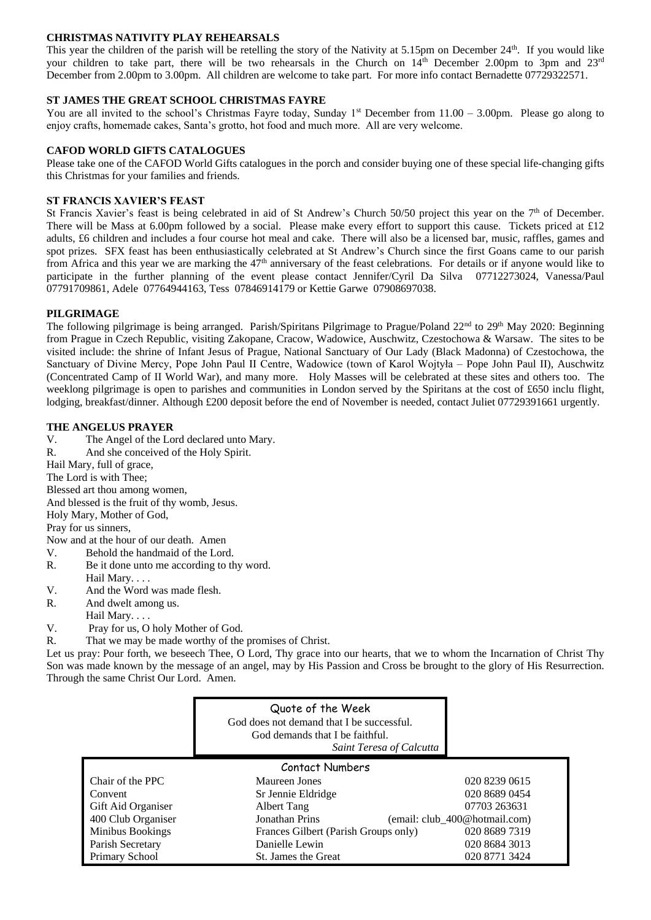### CHRISTMAS NATIVITY PLAY REHEARSALS

This year the children of the parish will be retelling the story of the Nativity at 5.15pm on December 24th. If you would like your children to take part, there will be two rehearsals in the Church on 14th December 2.00pm to 3pm and 23rd December from 2.00pm to 3.00pm. All children are welcome to take part. For more info contact Bernadette 07729322571.

### ST JAMES THE GREAT SCHOOL CHRISTMAS FAYRE

You are all invited to the school's Christmas Fayre today, Sunday 1st December from 11.00 – 3.00pm. Please go along to enjoy crafts, homemade cakes, Santa's grotto, hot food and much more. All are very welcome.

### CAFOD WORLD GIFTS CATALOGUES

Please take one of the CAFOD World Gifts catalogues in the porch and consider buying one of these special life-changing gifts this Christmas for your families and friends.

### ST FRANCIS XAVIER'S FEAST

St Francis Xavier's feast is being celebrated in aid of St Andrew's Church 50/50 project this year on the 7th of December. There will be Mass at 6.00pm followed by a social. Please make every effort to support this cause. Tickets priced at £12 adults, £6 children and includes a four course hot meal and cake. There will also be a licensed bar, music, raffles, games and spot prizes. SFX feast has been enthusiastically celebrated at St Andrew's Church since the first Goans came to our parish from Africa and this year we are marking the 47th anniversary of the feast celebrations. For details or if anyone would like to participate in the further planning of the event please contact Jennifer/Cyril Da Silva 07712273024, Vanessa/Paul 07791709861, Adele 07764944163, Tess 07846914179 or Kettie Garwe 07908697038.

### PILGRIMAGE

The following pilgrimage is being arranged. Parish/Spiritans Pilgrimage to Prague/Poland 22nd to 29th May 2020: Beginning from Prague in Czech Republic, visiting Zakopane, Cracow, Wadowice, Auschwitz, Czestochowa & Warsaw. The sites to be visited include: the shrine of Infant Jesus of Prague, National Sanctuary of Our Lady (Black Madonna) of Czestochowa, the Sanctuary of Divine Mercy, Pope John Paul II Centre, Wadowice (town of Karol Wojtyła – Pope John Paul II), Auschwitz (Concentrated Camp of II World War), and many more. Holy Masses will be celebrated at these sites and others too. The weeklong pilgrimage is open to parishes and communities in London served by the Spiritans at the cost of £650 inclu flight, lodging, breakfast/dinner. Although £200 deposit before the end of November is needed, contact Juliet 07729391661 urgently.

### THE ANGELUS PRAYER

V. The Angel of the Lord declared unto Mary.
R. And she conceived of the Holy Spirit.
Hail Mary, full of grace,
The Lord is with Thee;
Blessed art thou among women,
And blessed is the fruit of thy womb, Jesus.
Holy Mary, Mother of God,
Pray for us sinners,
Now and at the hour of our death. Amen
V. Behold the handmaid of the Lord.
R. Be it done unto me according to thy word.
Hail Mary. . . .
V. And the Word was made flesh.
R. And dwelt among us.
Hail Mary. . . .
V. Pray for us, O holy Mother of God.
R. That we may be made worthy of the promises of Christ.

Let us pray: Pour forth, we beseech Thee, O Lord, Thy grace into our hearts, that we to whom the Incarnation of Christ Thy Son was made known by the message of an angel, may by His Passion and Cross be brought to the glory of His Resurrection. Through the same Christ Our Lord. Amen.

**Quote of the Week**

God does not demand that I be successful.
God demands that I be faithful.
*Saint Teresa of Calcutta*

**Contact Numbers**

| | | |
|---|---|---|
| Chair of the PPC | Maureen Jones | 020 8239 0615 |
| Convent | Sr Jennie Eldridge | 020 8689 0454 |
| Gift Aid Organiser | Albert Tang | 07703 263631 |
| 400 Club Organiser | Jonathan Prins | (email: club_400@hotmail.com) |
| Minibus Bookings | Frances Gilbert (Parish Groups only) | 020 8689 7319 |
| Parish Secretary | Danielle Lewin | 020 8684 3013 |
| Primary School | St. James the Great | 020 8771 3424 |